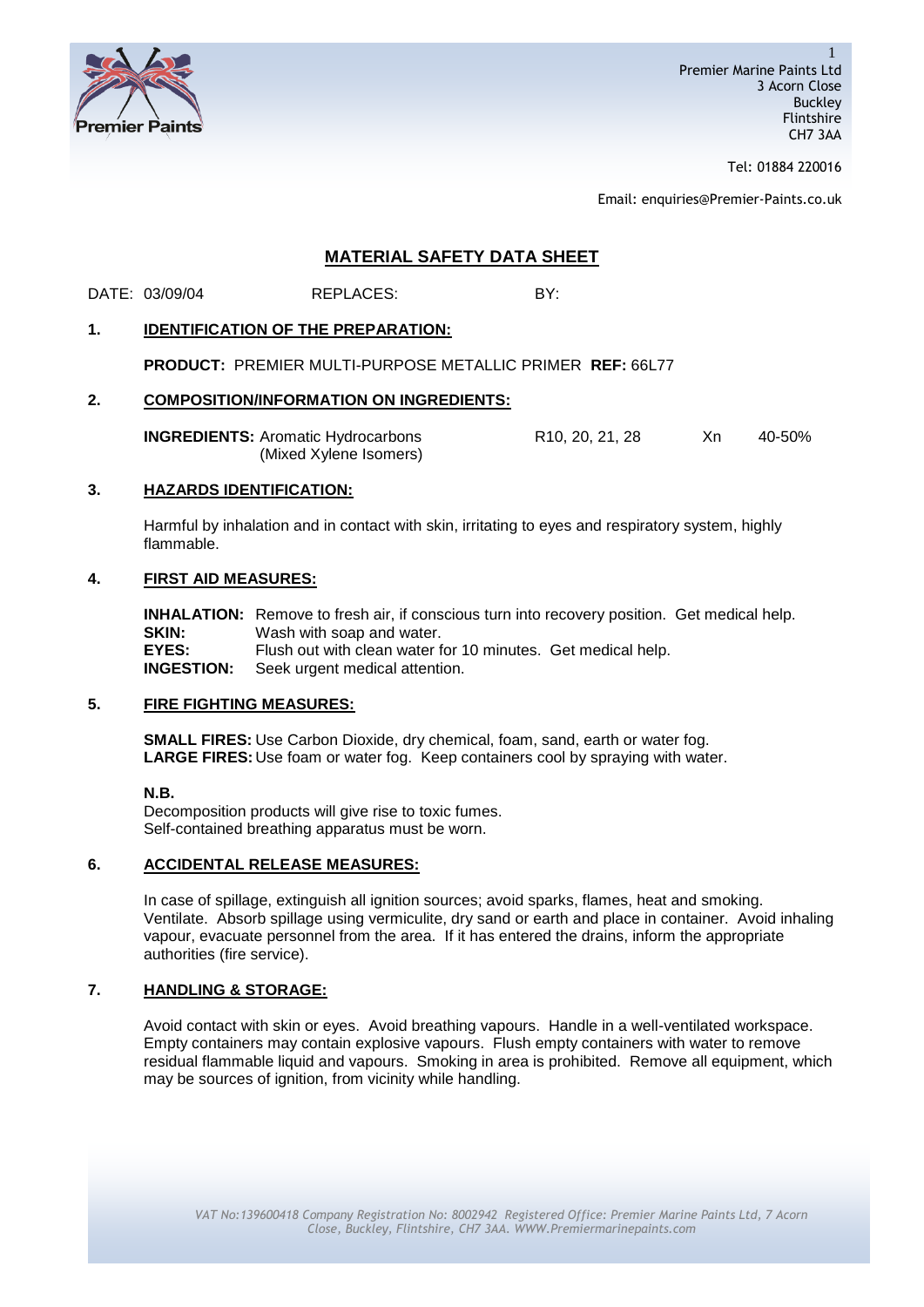Premier Marine Paints Ltd
3 Acorn Close
Buckley
Flintshire
CH7 3AA

Tel: 01884 220016

Email: enquiries@Premier-Paints.co.uk

# MATERIAL SAFETY DATA SHEET

DATE: 03/09/04 REPLACES: BY:

## 1. IDENTIFICATION OF THE PREPARATION:

**PRODUCT:** PREMIER MULTI-PURPOSE METALLIC PRIMER **REF:** 66L77

## 2. COMPOSITION/INFORMATION ON INGREDIENTS:

| **INGREDIENTS:** | | | |
|---|---|---|---|
| Aromatic Hydrocarbons (Mixed Xylene Isomers) | R10, 20, 21, 28 | Xn | 40-50% |

## 3. HAZARDS IDENTIFICATION:

Harmful by inhalation and in contact with skin, irritating to eyes and respiratory system, highly flammable.

## 4. FIRST AID MEASURES:

**INHALATION:** Remove to fresh air, if conscious turn into recovery position. Get medical help.
**SKIN:** Wash with soap and water.
**EYES:** Flush out with clean water for 10 minutes. Get medical help.
**INGESTION:** Seek urgent medical attention.

## 5. FIRE FIGHTING MEASURES:

**SMALL FIRES:** Use Carbon Dioxide, dry chemical, foam, sand, earth or water fog.
**LARGE FIRES:** Use foam or water fog. Keep containers cool by spraying with water.

**N.B.**
Decomposition products will give rise to toxic fumes.
Self-contained breathing apparatus must be worn.

## 6. ACCIDENTAL RELEASE MEASURES:

In case of spillage, extinguish all ignition sources; avoid sparks, flames, heat and smoking. Ventilate. Absorb spillage using vermiculite, dry sand or earth and place in container. Avoid inhaling vapour, evacuate personnel from the area. If it has entered the drains, inform the appropriate authorities (fire service).

## 7. HANDLING & STORAGE:

Avoid contact with skin or eyes. Avoid breathing vapours. Handle in a well-ventilated workspace. Empty containers may contain explosive vapours. Flush empty containers with water to remove residual flammable liquid and vapours. Smoking in area is prohibited. Remove all equipment, which may be sources of ignition, from vicinity while handling.

*VAT No:139600418 Company Registration No: 8002942 Registered Office: Premier Marine Paints Ltd, 7 Acorn Close, Buckley, Flintshire, CH7 3AA. WWW.Premiermarinepaints.com*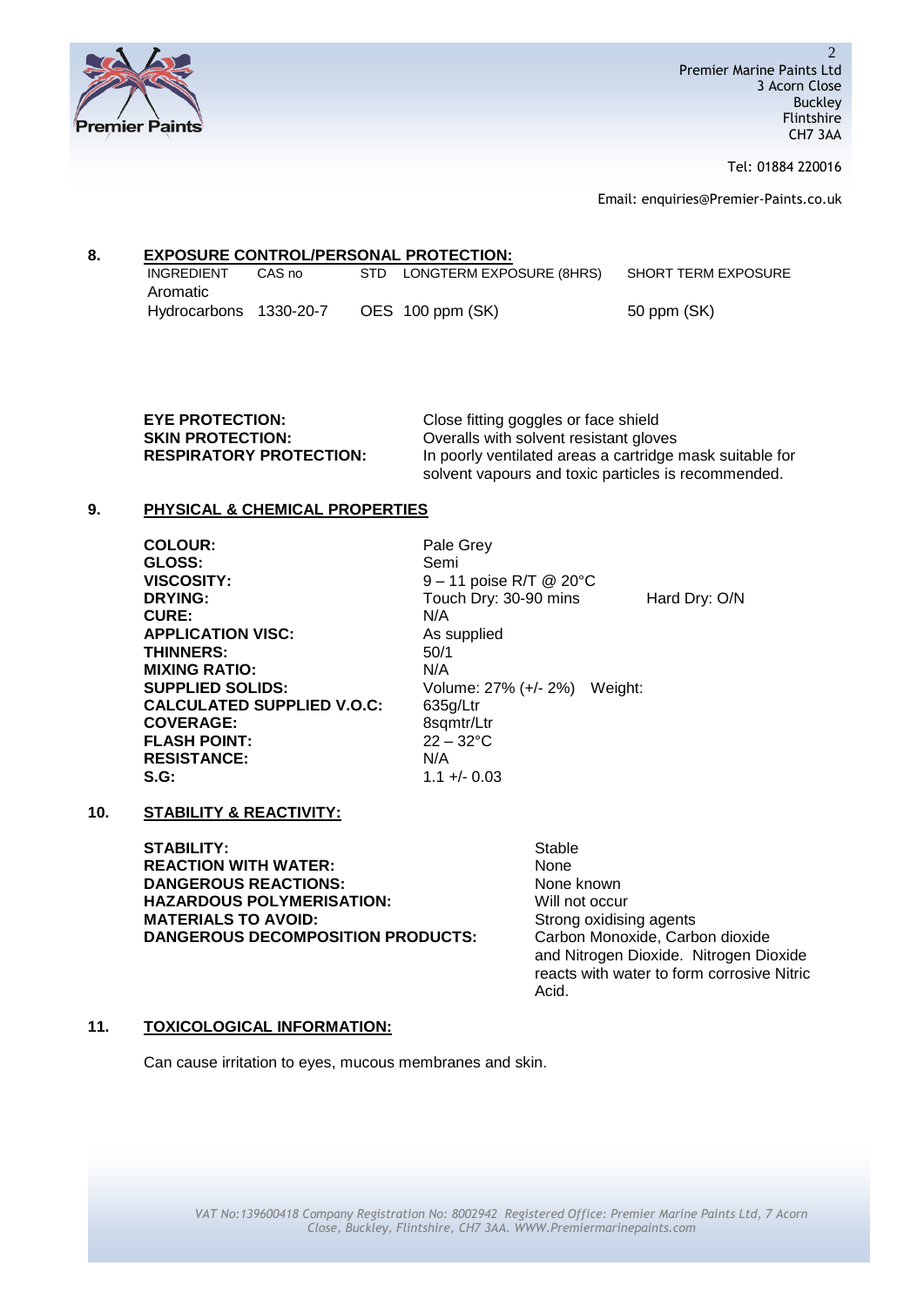## 8. EXPOSURE CONTROL/PERSONAL PROTECTION:

| INGREDIENT | CAS no | STD | LONGTERM EXPOSURE (8HRS) | SHORT TERM EXPOSURE |
|---|---|---|---|---|
| Aromatic Hydrocarbons | 1330-20-7 | OES | 100 ppm (SK) | 50 ppm (SK) |

**EYE PROTECTION:** Close fitting goggles or face shield

**SKIN PROTECTION:** Overalls with solvent resistant gloves

**RESPIRATORY PROTECTION:** In poorly ventilated areas a cartridge mask suitable for solvent vapours and toxic particles is recommended.

## 9. PHYSICAL & CHEMICAL PROPERTIES

**COLOUR:** Pale Grey

**GLOSS:** Semi

**VISCOSITY:** 9 – 11 poise R/T @ 20°C

**DRYING:** Touch Dry: 30-90 mins Hard Dry: O/N

**CURE:** N/A

**APPLICATION VISC:** As supplied

**THINNERS:** 50/1

**MIXING RATIO:** N/A

**SUPPLIED SOLIDS:** Volume: 27% (+/- 2%) Weight:

**CALCULATED SUPPLIED V.O.C:** 635g/Ltr

**COVERAGE:** 8sqmtr/Ltr

**FLASH POINT:** 22 – 32°C

**RESISTANCE:** N/A

**S.G:** 1.1 +/- 0.03

## 10. STABILITY & REACTIVITY:

**STABILITY:** Stable

**REACTION WITH WATER:** None

**DANGEROUS REACTIONS:** None known

**HAZARDOUS POLYMERISATION:** Will not occur

**MATERIALS TO AVOID:** Strong oxidising agents

**DANGEROUS DECOMPOSITION PRODUCTS:** Carbon Monoxide, Carbon dioxide and Nitrogen Dioxide. Nitrogen Dioxide reacts with water to form corrosive Nitric Acid.

## 11. TOXICOLOGICAL INFORMATION:

Can cause irritation to eyes, mucous membranes and skin.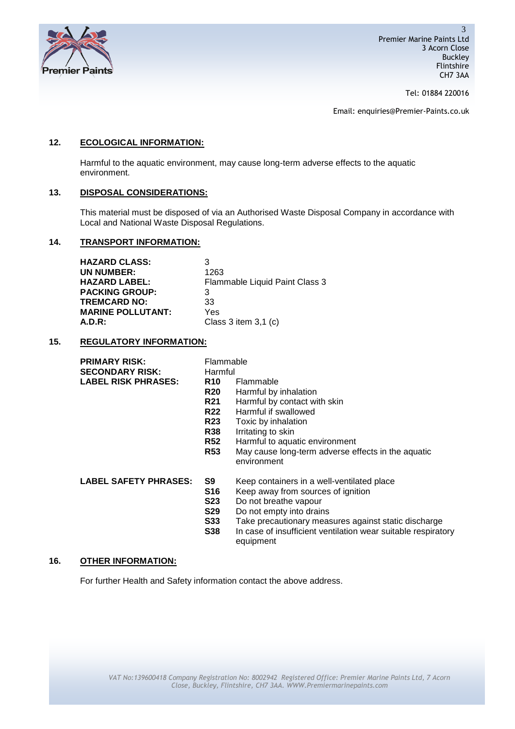## 12. ECOLOGICAL INFORMATION:

Harmful to the aquatic environment, may cause long-term adverse effects to the aquatic environment.

## 13. DISPOSAL CONSIDERATIONS:

This material must be disposed of via an Authorised Waste Disposal Company in accordance with Local and National Waste Disposal Regulations.

## 14. TRANSPORT INFORMATION:

| | |
|---|---|
| **HAZARD CLASS:** | 3 |
| **UN NUMBER:** | 1263 |
| **HAZARD LABEL:** | Flammable Liquid Paint Class 3 |
| **PACKING GROUP:** | 3 |
| **TREMCARD NO:** | 33 |
| **MARINE POLLUTANT:** | Yes |
| **A.D.R:** | Class 3 item 3,1 (c) |

## 15. REGULATORY INFORMATION:

| | | |
|---|---|---|
| **PRIMARY RISK:** | Flammable | |
| **SECONDARY RISK:** | Harmful | |
| **LABEL RISK PHRASES:** | **R10** | Flammable |
| | **R20** | Harmful by inhalation |
| | **R21** | Harmful by contact with skin |
| | **R22** | Harmful if swallowed |
| | **R23** | Toxic by inhalation |
| | **R38** | Irritating to skin |
| | **R52** | Harmful to aquatic environment |
| | **R53** | May cause long-term adverse effects in the aquatic environment |
| **LABEL SAFETY PHRASES:** | **S9** | Keep containers in a well-ventilated place |
| | **S16** | Keep away from sources of ignition |
| | **S23** | Do not breathe vapour |
| | **S29** | Do not empty into drains |
| | **S33** | Take precautionary measures against static discharge |
| | **S38** | In case of insufficient ventilation wear suitable respiratory equipment |

## 16. OTHER INFORMATION:

For further Health and Safety information contact the above address.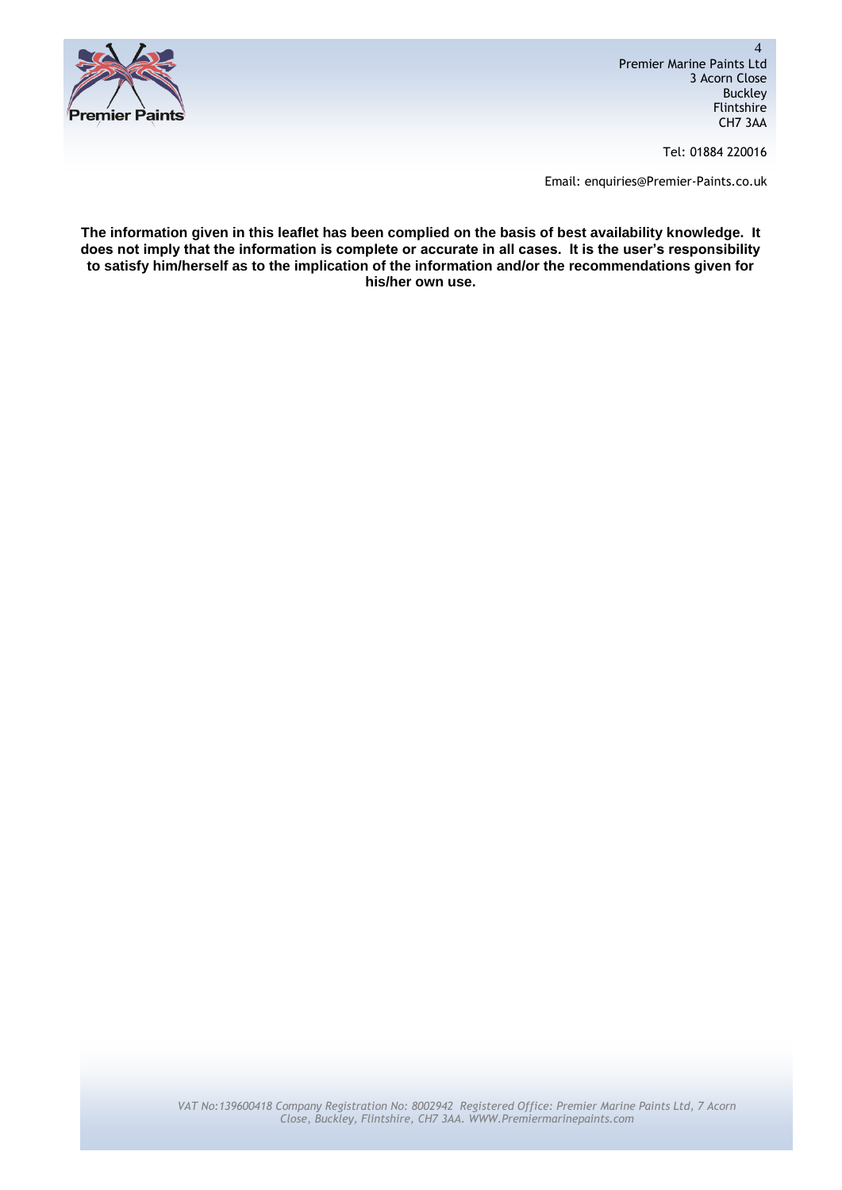Premier Marine Paints Ltd
3 Acorn Close
Buckley
Flintshire
CH7 3AA

Tel: 01884 220016

Email: enquiries@Premier-Paints.co.uk

**The information given in this leaflet has been complied on the basis of best availability knowledge. It does not imply that the information is complete or accurate in all cases. It is the user's responsibility to satisfy him/herself as to the implication of the information and/or the recommendations given for his/her own use.**

*VAT No:139600418 Company Registration No: 8002942 Registered Office: Premier Marine Paints Ltd, 7 Acorn Close, Buckley, Flintshire, CH7 3AA. WWW.Premiermarinepaints.com*